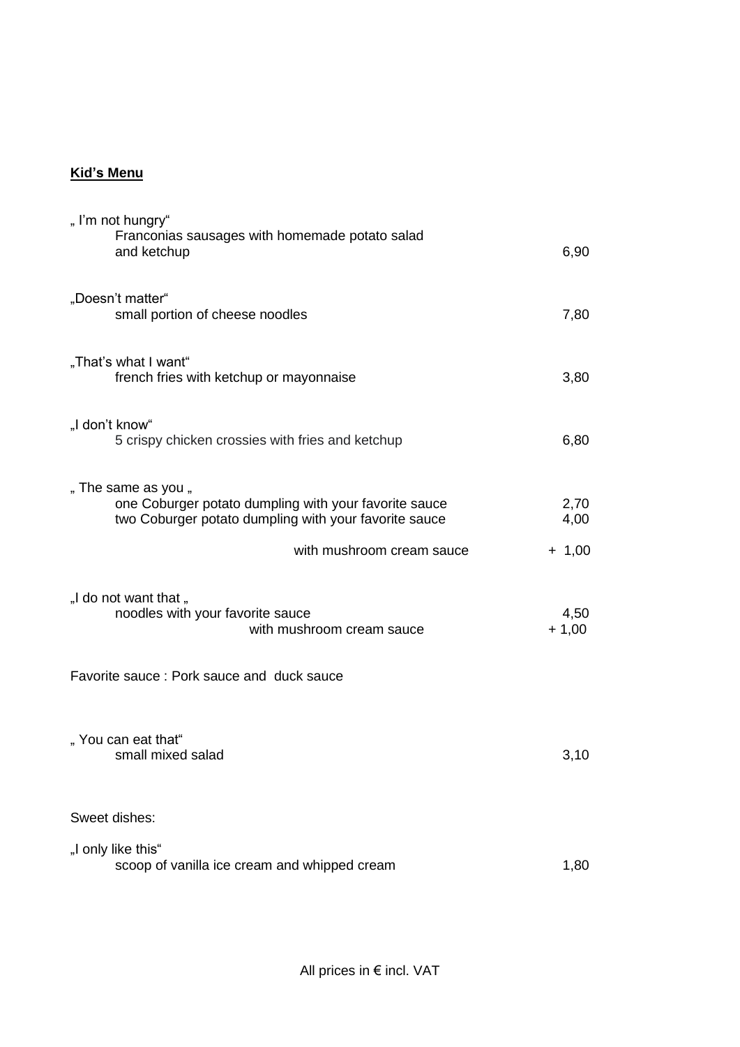**Kid's Menu**

„ I'm not hungry"
Franconias sausages with homemade potato salad and ketchup 6,90

„Doesn't matter"
small portion of cheese noodles 7,80

„That's what I want"
french fries with ketchup or mayonnaise 3,80

„I don't know"
5 crispy chicken crossies with fries and ketchup 6,80

„ The same as you „
one Coburger potato dumpling with your favorite sauce 2,70
two Coburger potato dumpling with your favorite sauce 4,00
with mushroom cream sauce + 1,00

„I do not want that „
noodles with your favorite sauce 4,50
with mushroom cream sauce + 1,00

Favorite sauce : Pork sauce and duck sauce

„ You can eat that"
small mixed salad 3,10

Sweet dishes:

„I only like this"
scoop of vanilla ice cream and whipped cream 1,80

All prices in € incl. VAT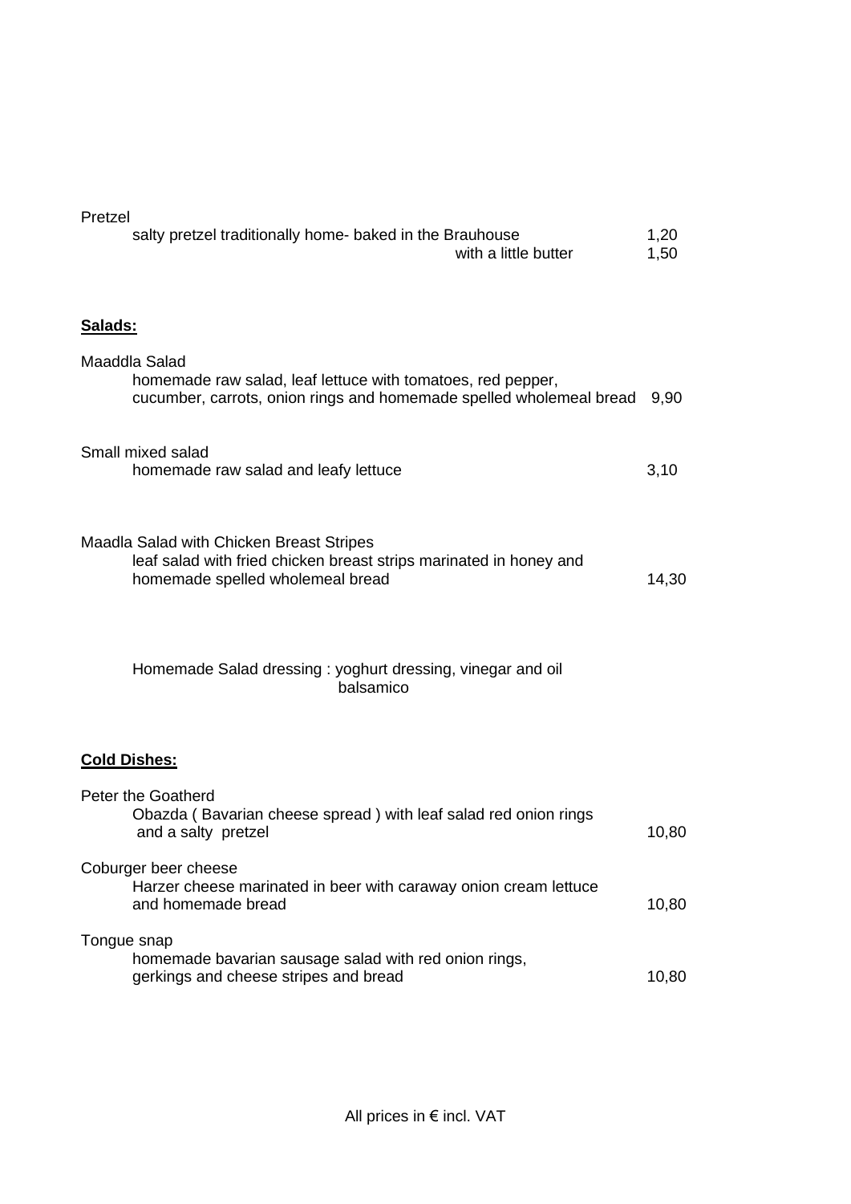Pretzel

salty pretzel traditionally home- baked in the Brauhouse 1,20
with a little butter 1,50

**Salads:**

Maaddla Salad

homemade raw salad, leaf lettuce with tomatoes, red pepper, cucumber, carrots, onion rings and homemade spelled wholemeal bread 9,90

Small mixed salad

homemade raw salad and leafy lettuce 3,10

Maadla Salad with Chicken Breast Stripes

leaf salad with fried chicken breast strips marinated in honey and homemade spelled wholemeal bread 14,30

Homemade Salad dressing : yoghurt dressing, vinegar and oil balsamico

**Cold Dishes:**

Peter the Goatherd

Obazda ( Bavarian cheese spread ) with leaf salad red onion rings and a salty pretzel 10,80

Coburger beer cheese

Harzer cheese marinated in beer with caraway onion cream lettuce and homemade bread 10,80

Tongue snap

homemade bavarian sausage salad with red onion rings, gerkings and cheese stripes and bread 10,80

All prices in € incl. VAT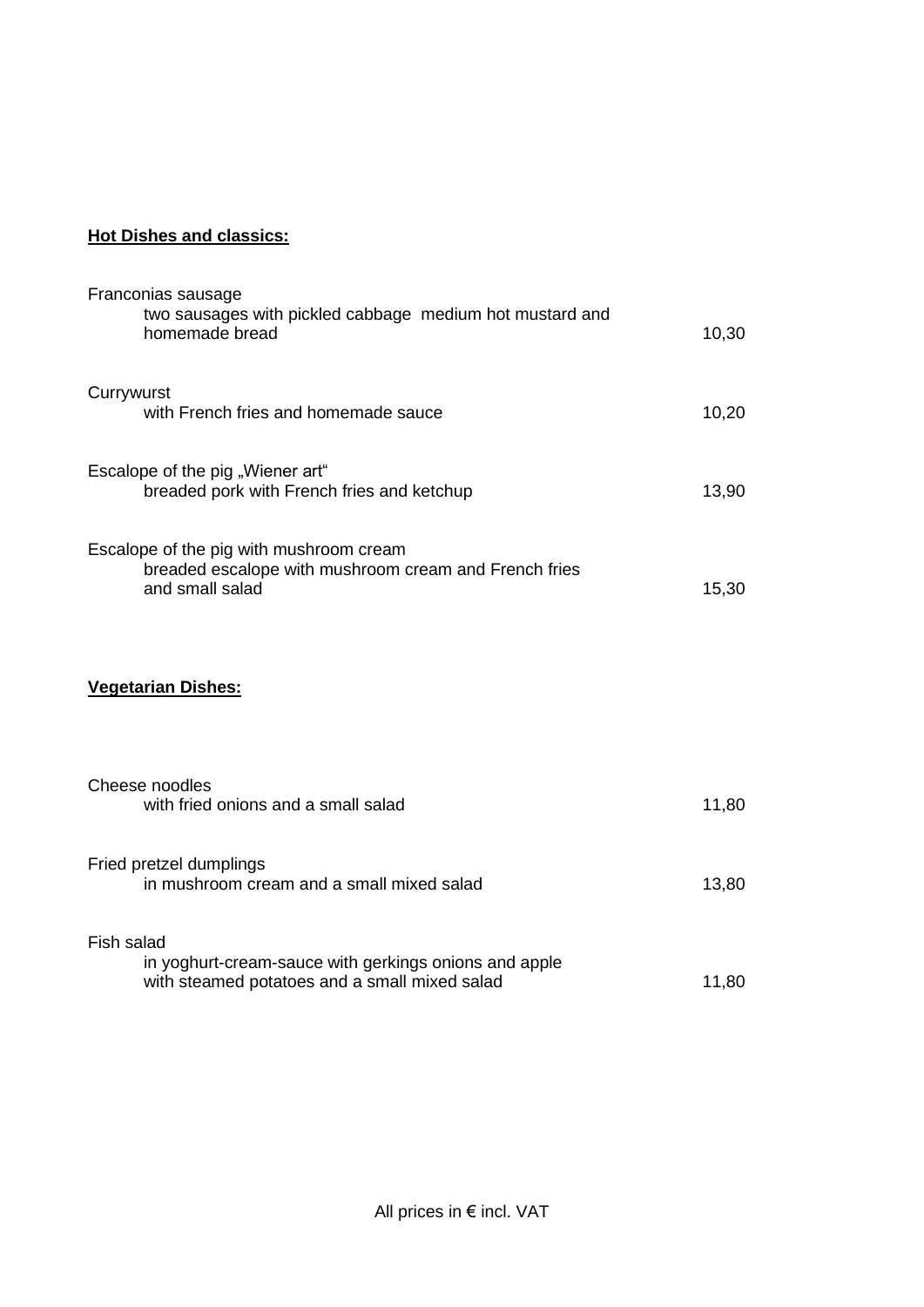**Hot Dishes and classics:**

Franconias sausage
two sausages with pickled cabbage  medium hot mustard and
homemade bread 10,30

Currywurst
with French fries and homemade sauce 10,20

Escalope of the pig „Wiener art"
breaded pork with French fries and ketchup 13,90

Escalope of the pig with mushroom cream
breaded escalope with mushroom cream and French fries
and small salad 15,30

**Vegetarian Dishes:**

Cheese noodles
with fried onions and a small salad 11,80

Fried pretzel dumplings
in mushroom cream and a small mixed salad 13,80

Fish salad
in yoghurt-cream-sauce with gerkings onions and apple
with steamed potatoes and a small mixed salad 11,80

All prices in € incl. VAT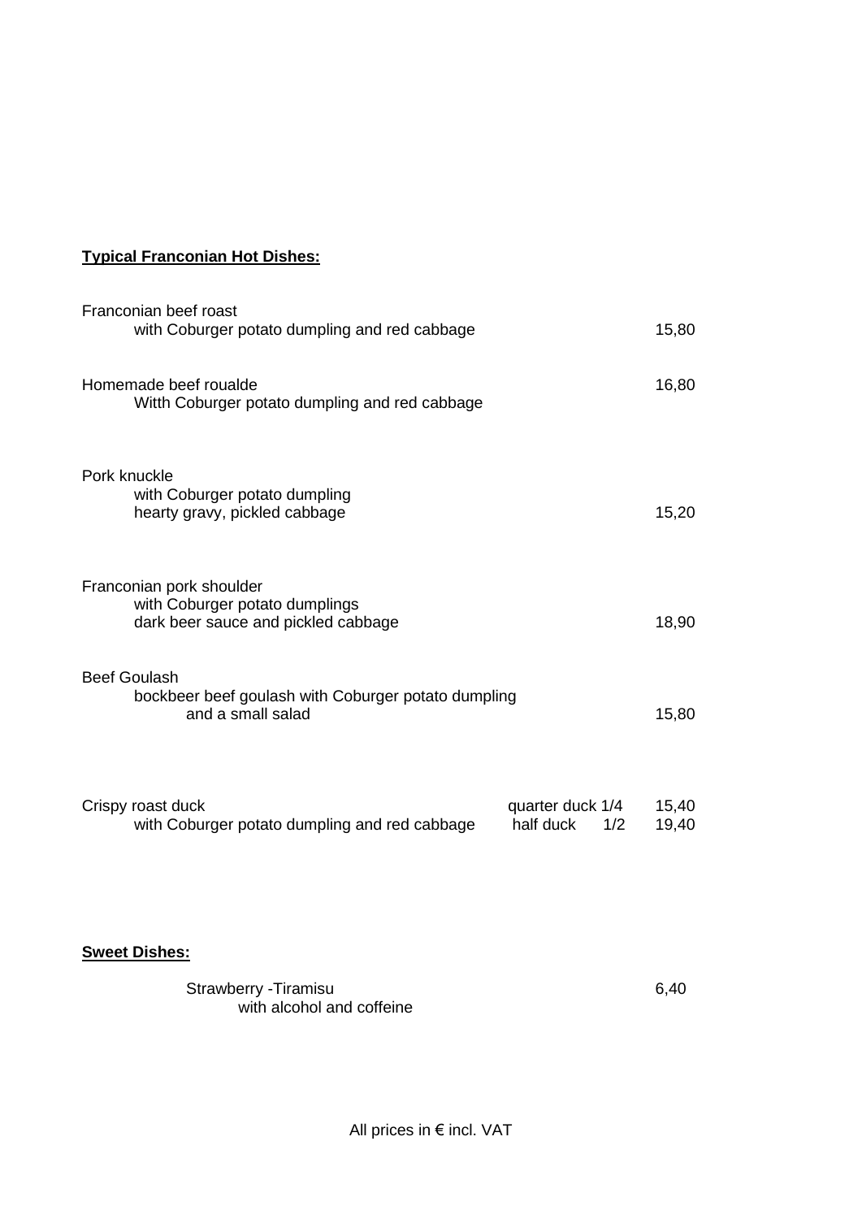**Typical Franconian Hot Dishes:**

Franconian beef roast
with Coburger potato dumpling and red cabbage 15,80

Homemade beef roualde 16,80
Witth Coburger potato dumpling and red cabbage

Pork knuckle
with Coburger potato dumpling
hearty gravy, pickled cabbage 15,20

Franconian pork shoulder
with Coburger potato dumplings
dark beer sauce and pickled cabbage 18,90

Beef Goulash
bockbeer beef goulash with Coburger potato dumpling
and a small salad 15,80

Crispy roast duck quarter duck 1/4 15,40
with Coburger potato dumpling and red cabbage half duck 1/2 19,40

**Sweet Dishes:**

Strawberry -Tiramisu 6,40
with alcohol and coffeine

All prices in € incl. VAT